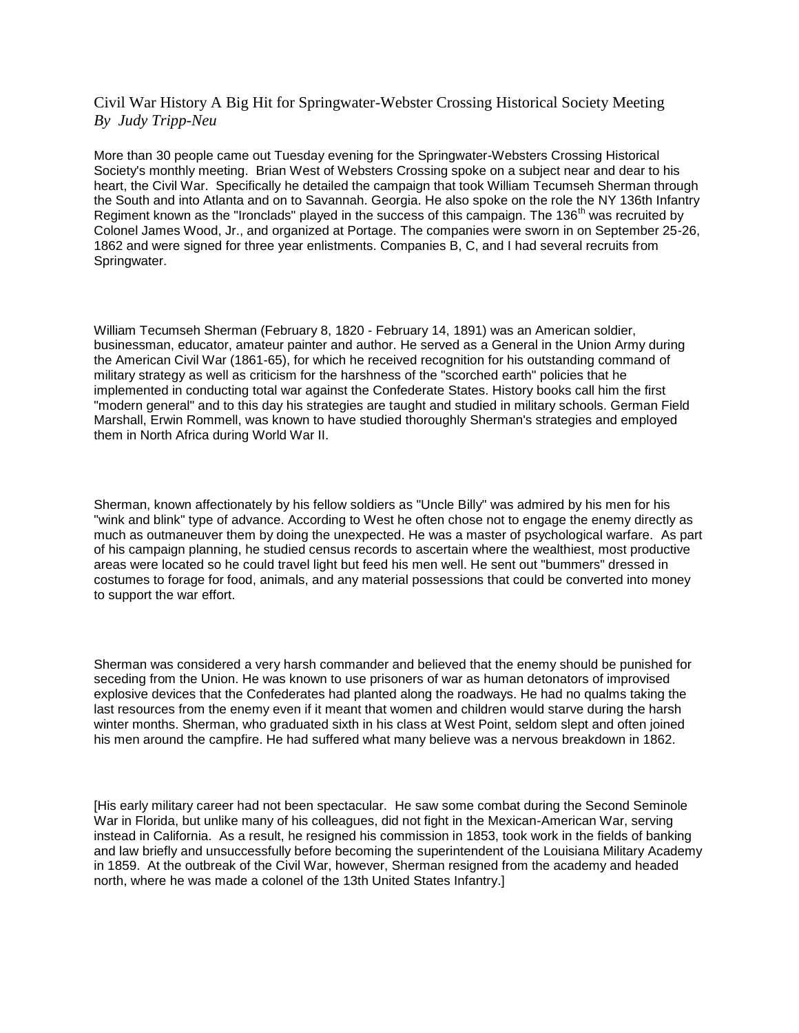# Civil War History A Big Hit for Springwater-Webster Crossing Historical Society Meeting

*By Judy Tripp-Neu*

More than 30 people came out Tuesday evening for the Springwater-Websters Crossing Historical Society's monthly meeting. Brian West of Websters Crossing spoke on a subject near and dear to his heart, the Civil War. Specifically he detailed the campaign that took William Tecumseh Sherman through the South and into Atlanta and on to Savannah. Georgia. He also spoke on the role the NY 136th Infantry Regiment known as the "Ironclads" played in the success of this campaign. The 136th was recruited by Colonel James Wood, Jr., and organized at Portage. The companies were sworn in on September 25-26, 1862 and were signed for three year enlistments. Companies B, C, and I had several recruits from Springwater.

William Tecumseh Sherman (February 8, 1820 - February 14, 1891) was an American soldier, businessman, educator, amateur painter and author. He served as a General in the Union Army during the American Civil War (1861-65), for which he received recognition for his outstanding command of military strategy as well as criticism for the harshness of the "scorched earth" policies that he implemented in conducting total war against the Confederate States. History books call him the first "modern general" and to this day his strategies are taught and studied in military schools. German Field Marshall, Erwin Rommell, was known to have studied thoroughly Sherman's strategies and employed them in North Africa during World War II.

Sherman, known affectionately by his fellow soldiers as "Uncle Billy" was admired by his men for his "wink and blink" type of advance. According to West he often chose not to engage the enemy directly as much as outmaneuver them by doing the unexpected. He was a master of psychological warfare. As part of his campaign planning, he studied census records to ascertain where the wealthiest, most productive areas were located so he could travel light but feed his men well. He sent out "bummers" dressed in costumes to forage for food, animals, and any material possessions that could be converted into money to support the war effort.

Sherman was considered a very harsh commander and believed that the enemy should be punished for seceding from the Union. He was known to use prisoners of war as human detonators of improvised explosive devices that the Confederates had planted along the roadways. He had no qualms taking the last resources from the enemy even if it meant that women and children would starve during the harsh winter months. Sherman, who graduated sixth in his class at West Point, seldom slept and often joined his men around the campfire. He had suffered what many believe was a nervous breakdown in 1862.

[His early military career had not been spectacular. He saw some combat during the Second Seminole War in Florida, but unlike many of his colleagues, did not fight in the Mexican-American War, serving instead in California. As a result, he resigned his commission in 1853, took work in the fields of banking and law briefly and unsuccessfully before becoming the superintendent of the Louisiana Military Academy in 1859. At the outbreak of the Civil War, however, Sherman resigned from the academy and headed north, where he was made a colonel of the 13th United States Infantry.]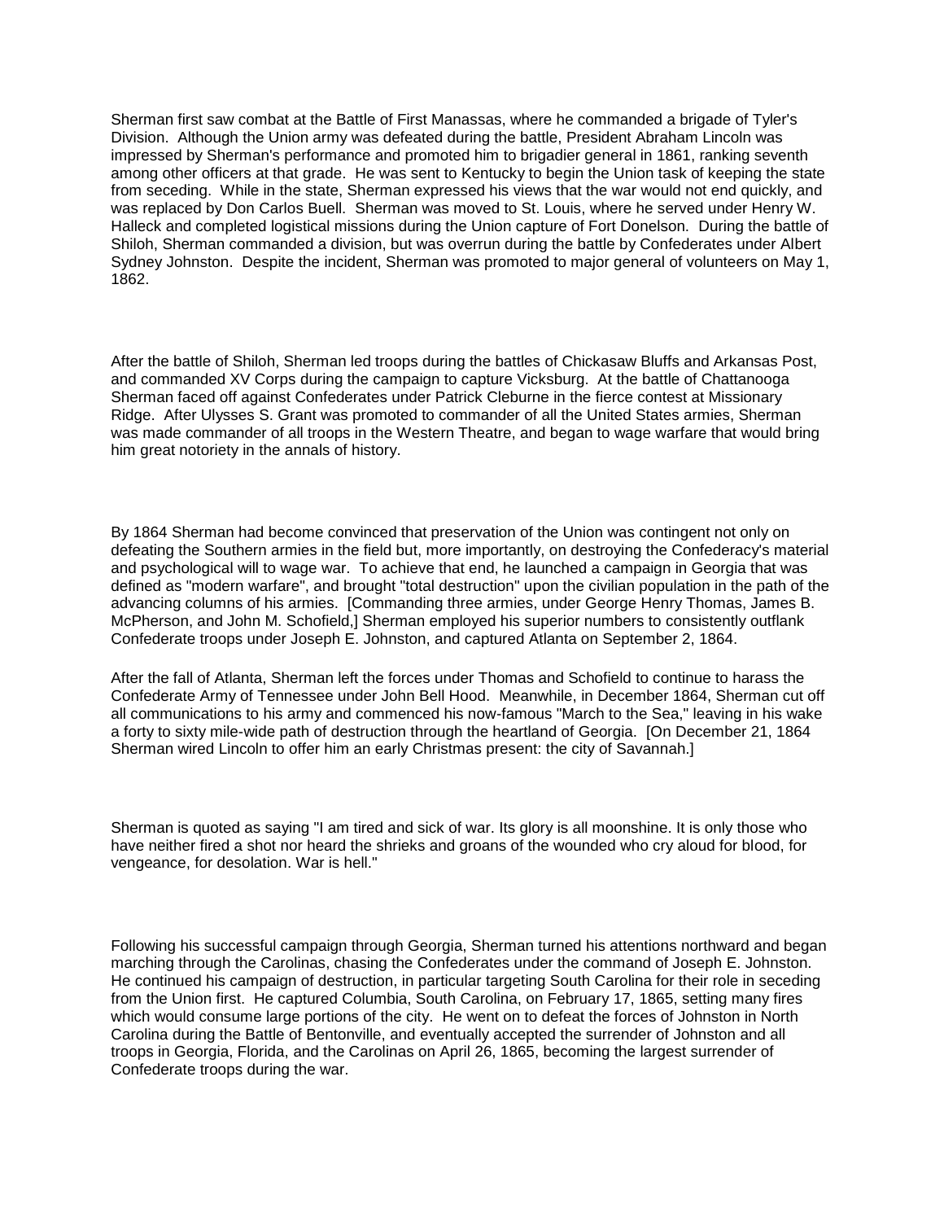Sherman first saw combat at the Battle of First Manassas, where he commanded a brigade of Tyler's Division. Although the Union army was defeated during the battle, President Abraham Lincoln was impressed by Sherman's performance and promoted him to brigadier general in 1861, ranking seventh among other officers at that grade. He was sent to Kentucky to begin the Union task of keeping the state from seceding. While in the state, Sherman expressed his views that the war would not end quickly, and was replaced by Don Carlos Buell. Sherman was moved to St. Louis, where he served under Henry W. Halleck and completed logistical missions during the Union capture of Fort Donelson. During the battle of Shiloh, Sherman commanded a division, but was overrun during the battle by Confederates under Albert Sydney Johnston. Despite the incident, Sherman was promoted to major general of volunteers on May 1, 1862.

After the battle of Shiloh, Sherman led troops during the battles of Chickasaw Bluffs and Arkansas Post, and commanded XV Corps during the campaign to capture Vicksburg. At the battle of Chattanooga Sherman faced off against Confederates under Patrick Cleburne in the fierce contest at Missionary Ridge. After Ulysses S. Grant was promoted to commander of all the United States armies, Sherman was made commander of all troops in the Western Theatre, and began to wage warfare that would bring him great notoriety in the annals of history.

By 1864 Sherman had become convinced that preservation of the Union was contingent not only on defeating the Southern armies in the field but, more importantly, on destroying the Confederacy's material and psychological will to wage war. To achieve that end, he launched a campaign in Georgia that was defined as "modern warfare", and brought "total destruction" upon the civilian population in the path of the advancing columns of his armies. [Commanding three armies, under George Henry Thomas, James B. McPherson, and John M. Schofield,] Sherman employed his superior numbers to consistently outflank Confederate troops under Joseph E. Johnston, and captured Atlanta on September 2, 1864.

After the fall of Atlanta, Sherman left the forces under Thomas and Schofield to continue to harass the Confederate Army of Tennessee under John Bell Hood. Meanwhile, in December 1864, Sherman cut off all communications to his army and commenced his now-famous "March to the Sea," leaving in his wake a forty to sixty mile-wide path of destruction through the heartland of Georgia. [On December 21, 1864 Sherman wired Lincoln to offer him an early Christmas present: the city of Savannah.]

Sherman is quoted as saying "I am tired and sick of war. Its glory is all moonshine. It is only those who have neither fired a shot nor heard the shrieks and groans of the wounded who cry aloud for blood, for vengeance, for desolation. War is hell."

Following his successful campaign through Georgia, Sherman turned his attentions northward and began marching through the Carolinas, chasing the Confederates under the command of Joseph E. Johnston. He continued his campaign of destruction, in particular targeting South Carolina for their role in seceding from the Union first. He captured Columbia, South Carolina, on February 17, 1865, setting many fires which would consume large portions of the city. He went on to defeat the forces of Johnston in North Carolina during the Battle of Bentonville, and eventually accepted the surrender of Johnston and all troops in Georgia, Florida, and the Carolinas on April 26, 1865, becoming the largest surrender of Confederate troops during the war.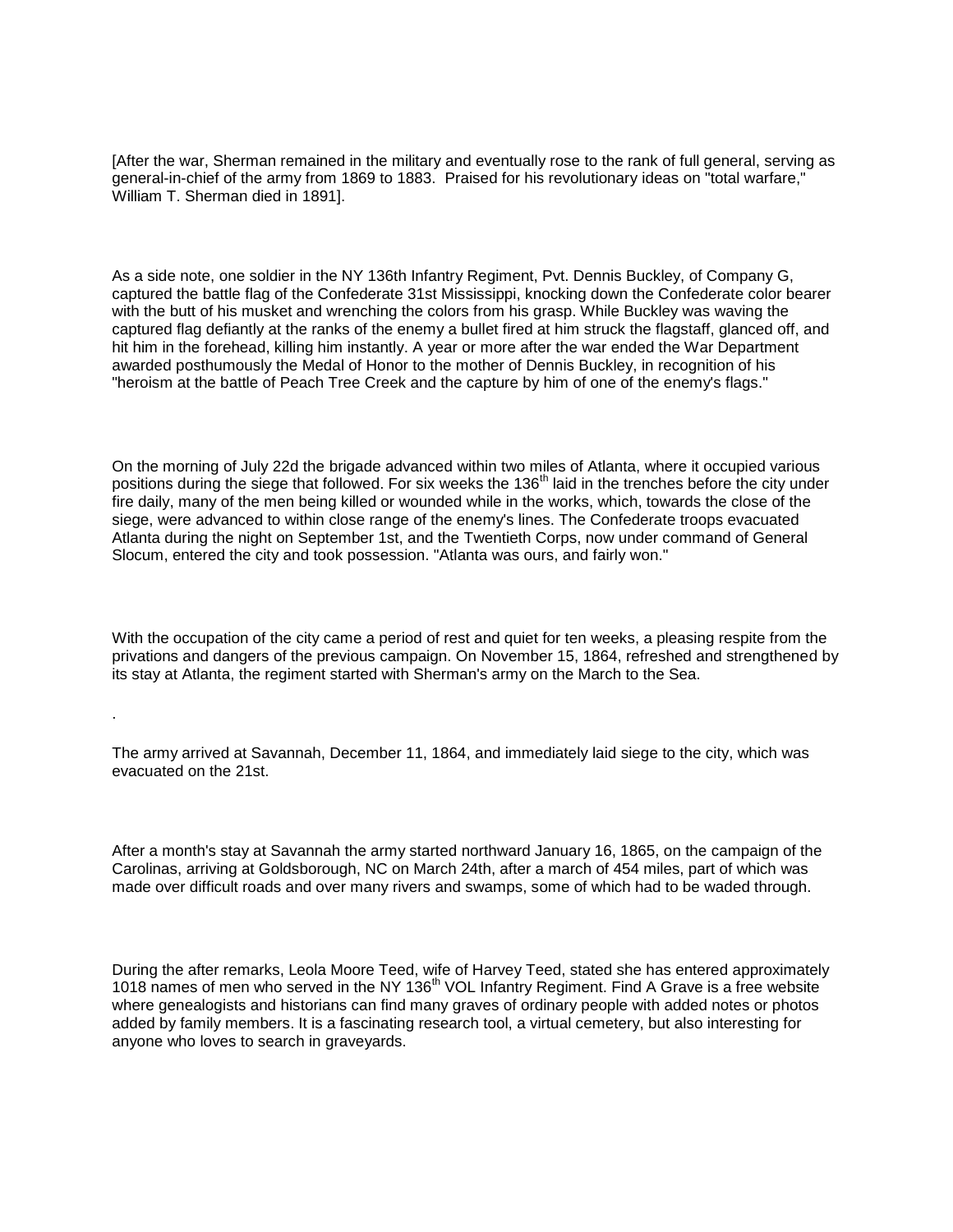[After the war, Sherman remained in the military and eventually rose to the rank of full general, serving as general-in-chief of the army from 1869 to 1883. Praised for his revolutionary ideas on "total warfare," William T. Sherman died in 1891].

As a side note, one soldier in the NY 136th Infantry Regiment, Pvt. Dennis Buckley, of Company G, captured the battle flag of the Confederate 31st Mississippi, knocking down the Confederate color bearer with the butt of his musket and wrenching the colors from his grasp. While Buckley was waving the captured flag defiantly at the ranks of the enemy a bullet fired at him struck the flagstaff, glanced off, and hit him in the forehead, killing him instantly. A year or more after the war ended the War Department awarded posthumously the Medal of Honor to the mother of Dennis Buckley, in recognition of his "heroism at the battle of Peach Tree Creek and the capture by him of one of the enemy's flags."

On the morning of July 22d the brigade advanced within two miles of Atlanta, where it occupied various positions during the siege that followed. For six weeks the 136th laid in the trenches before the city under fire daily, many of the men being killed or wounded while in the works, which, towards the close of the siege, were advanced to within close range of the enemy's lines. The Confederate troops evacuated Atlanta during the night on September 1st, and the Twentieth Corps, now under command of General Slocum, entered the city and took possession. "Atlanta was ours, and fairly won."

With the occupation of the city came a period of rest and quiet for ten weeks, a pleasing respite from the privations and dangers of the previous campaign. On November 15, 1864, refreshed and strengthened by its stay at Atlanta, the regiment started with Sherman's army on the March to the Sea.

.

The army arrived at Savannah, December 11, 1864, and immediately laid siege to the city, which was evacuated on the 21st.

After a month's stay at Savannah the army started northward January 16, 1865, on the campaign of the Carolinas, arriving at Goldsborough, NC on March 24th, after a march of 454 miles, part of which was made over difficult roads and over many rivers and swamps, some of which had to be waded through.

During the after remarks, Leola Moore Teed, wife of Harvey Teed, stated she has entered approximately 1018 names of men who served in the NY 136th VOL Infantry Regiment. Find A Grave is a free website where genealogists and historians can find many graves of ordinary people with added notes or photos added by family members. It is a fascinating research tool, a virtual cemetery, but also interesting for anyone who loves to search in graveyards.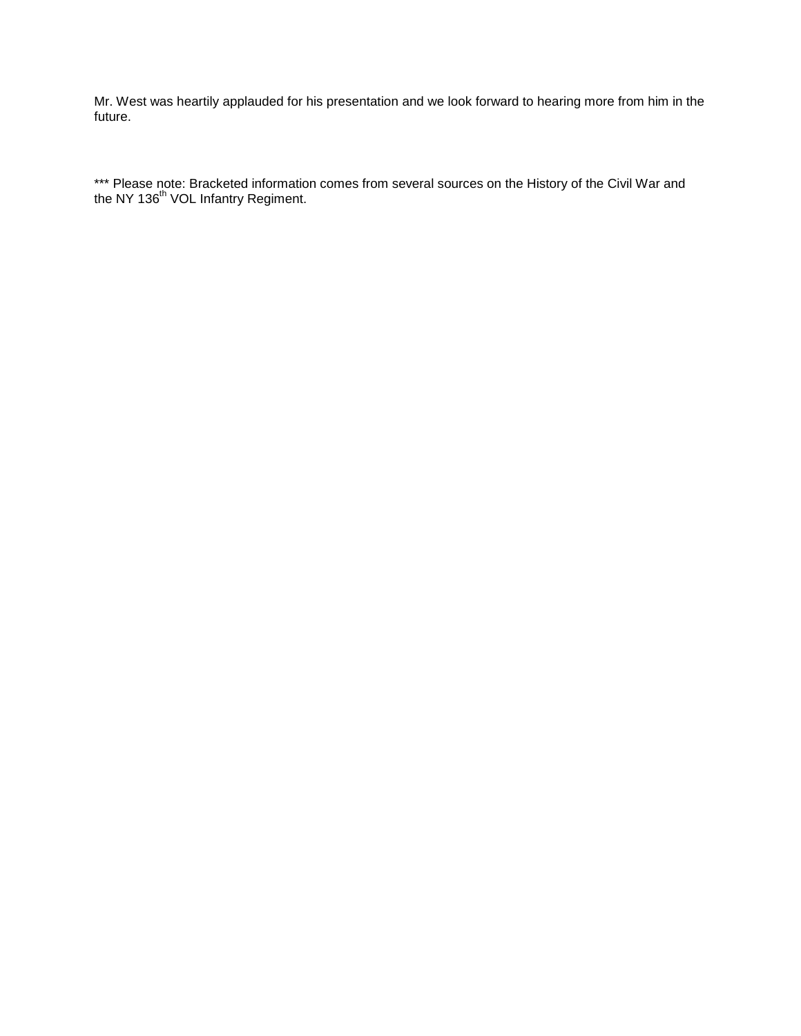Mr. West was heartily applauded for his presentation and we look forward to hearing more from him in the future.

*** Please note: Bracketed information comes from several sources on the History of the Civil War and the NY 136th VOL Infantry Regiment.